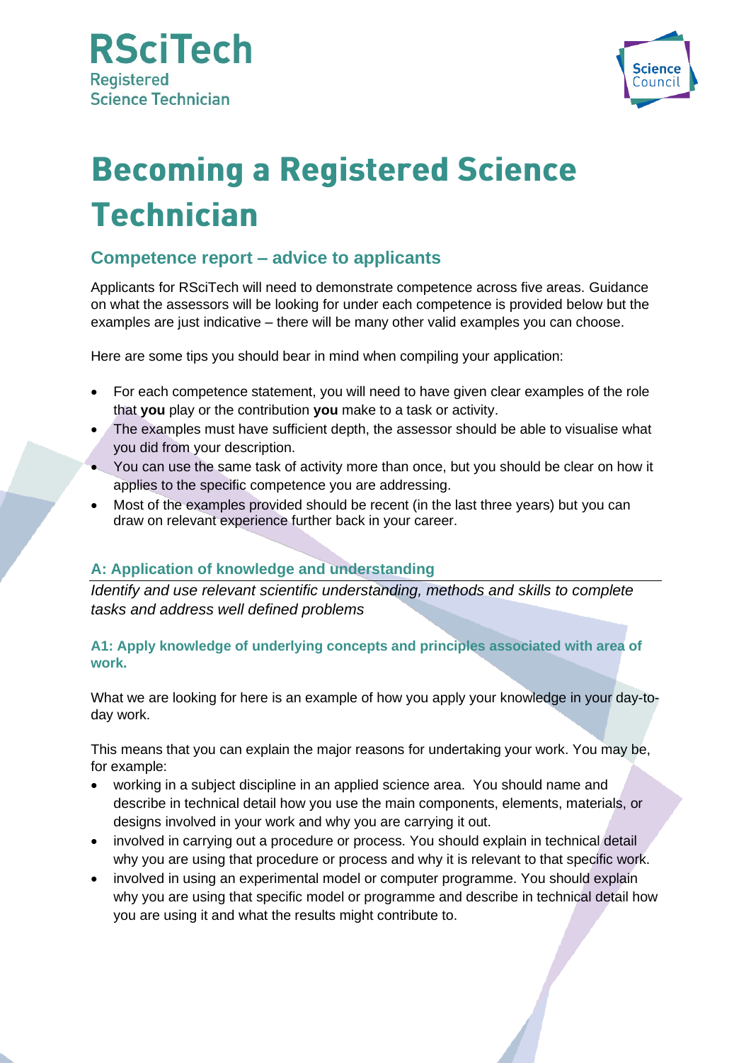RSciTech
Registered
Science Technician

Science Council

# Becoming a Registered Science Technician

## Competence report – advice to applicants

Applicants for RSciTech will need to demonstrate competence across five areas. Guidance on what the assessors will be looking for under each competence is provided below but the examples are just indicative – there will be many other valid examples you can choose.

Here are some tips you should bear in mind when compiling your application:

- For each competence statement, you will need to have given clear examples of the role that **you** play or the contribution **you** make to a task or activity.
- The examples must have sufficient depth, the assessor should be able to visualise what you did from your description.
- You can use the same task of activity more than once, but you should be clear on how it applies to the specific competence you are addressing.
- Most of the examples provided should be recent (in the last three years) but you can draw on relevant experience further back in your career.

### A: Application of knowledge and understanding

*Identify and use relevant scientific understanding, methods and skills to complete tasks and address well defined problems*

#### A1: Apply knowledge of underlying concepts and principles associated with area of work.

What we are looking for here is an example of how you apply your knowledge in your day-to-day work.

This means that you can explain the major reasons for undertaking your work. You may be, for example:

- working in a subject discipline in an applied science area. You should name and describe in technical detail how you use the main components, elements, materials, or designs involved in your work and why you are carrying it out.
- involved in carrying out a procedure or process. You should explain in technical detail why you are using that procedure or process and why it is relevant to that specific work.
- involved in using an experimental model or computer programme. You should explain why you are using that specific model or programme and describe in technical detail how you are using it and what the results might contribute to.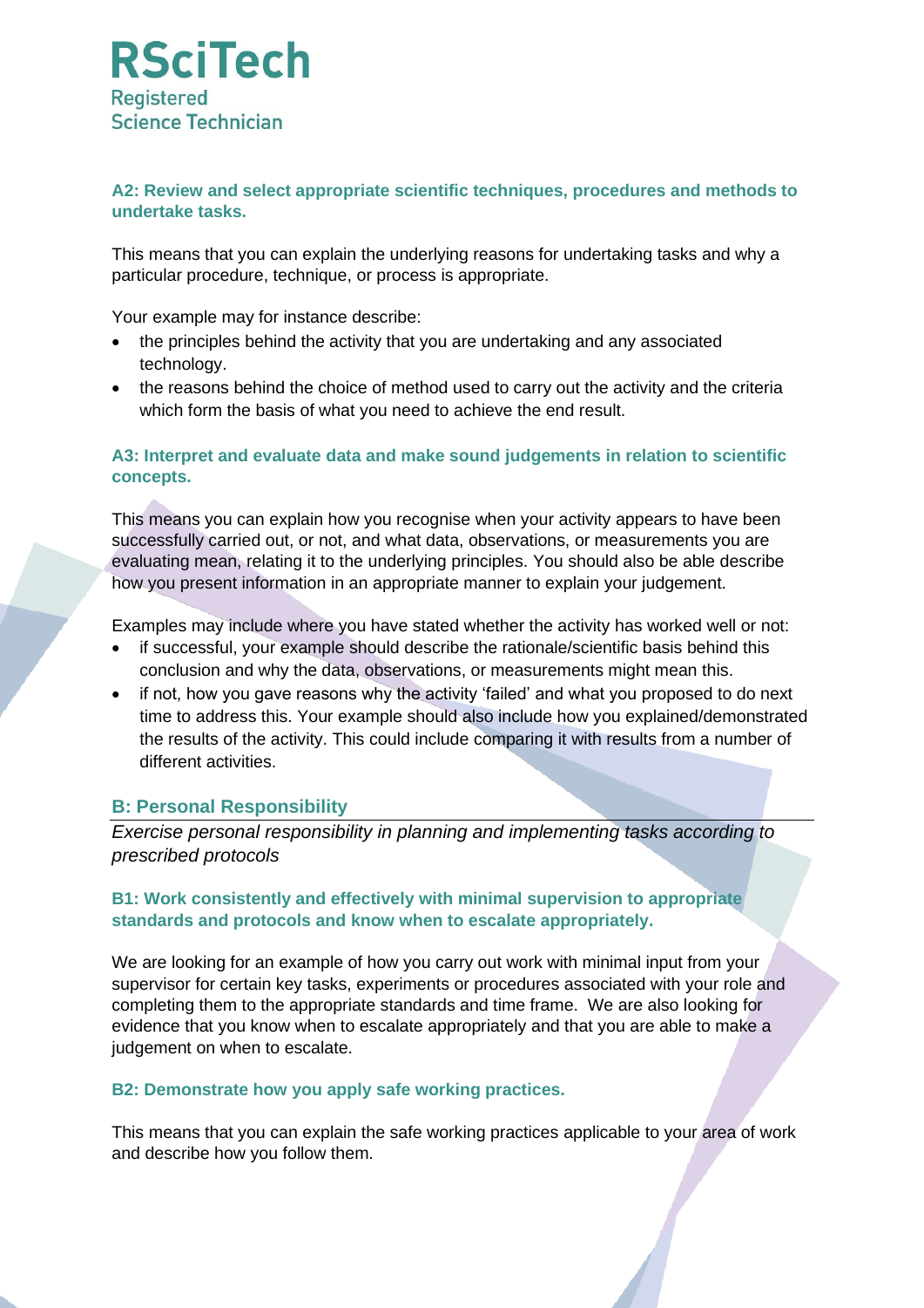RSciTech
Registered
Science Technician

### A2: Review and select appropriate scientific techniques, procedures and methods to undertake tasks.

This means that you can explain the underlying reasons for undertaking tasks and why a particular procedure, technique, or process is appropriate.

Your example may for instance describe:

- the principles behind the activity that you are undertaking and any associated technology.
- the reasons behind the choice of method used to carry out the activity and the criteria which form the basis of what you need to achieve the end result.

### A3: Interpret and evaluate data and make sound judgements in relation to scientific concepts.

This means you can explain how you recognise when your activity appears to have been successfully carried out, or not, and what data, observations, or measurements you are evaluating mean, relating it to the underlying principles. You should also be able describe how you present information in an appropriate manner to explain your judgement.

Examples may include where you have stated whether the activity has worked well or not:

- if successful, your example should describe the rationale/scientific basis behind this conclusion and why the data, observations, or measurements might mean this.
- if not, how you gave reasons why the activity 'failed' and what you proposed to do next time to address this. Your example should also include how you explained/demonstrated the results of the activity. This could include comparing it with results from a number of different activities.

## B: Personal Responsibility

*Exercise personal responsibility in planning and implementing tasks according to prescribed protocols*

### B1: Work consistently and effectively with minimal supervision to appropriate standards and protocols and know when to escalate appropriately.

We are looking for an example of how you carry out work with minimal input from your supervisor for certain key tasks, experiments or procedures associated with your role and completing them to the appropriate standards and time frame. We are also looking for evidence that you know when to escalate appropriately and that you are able to make a judgement on when to escalate.

### B2: Demonstrate how you apply safe working practices.

This means that you can explain the safe working practices applicable to your area of work and describe how you follow them.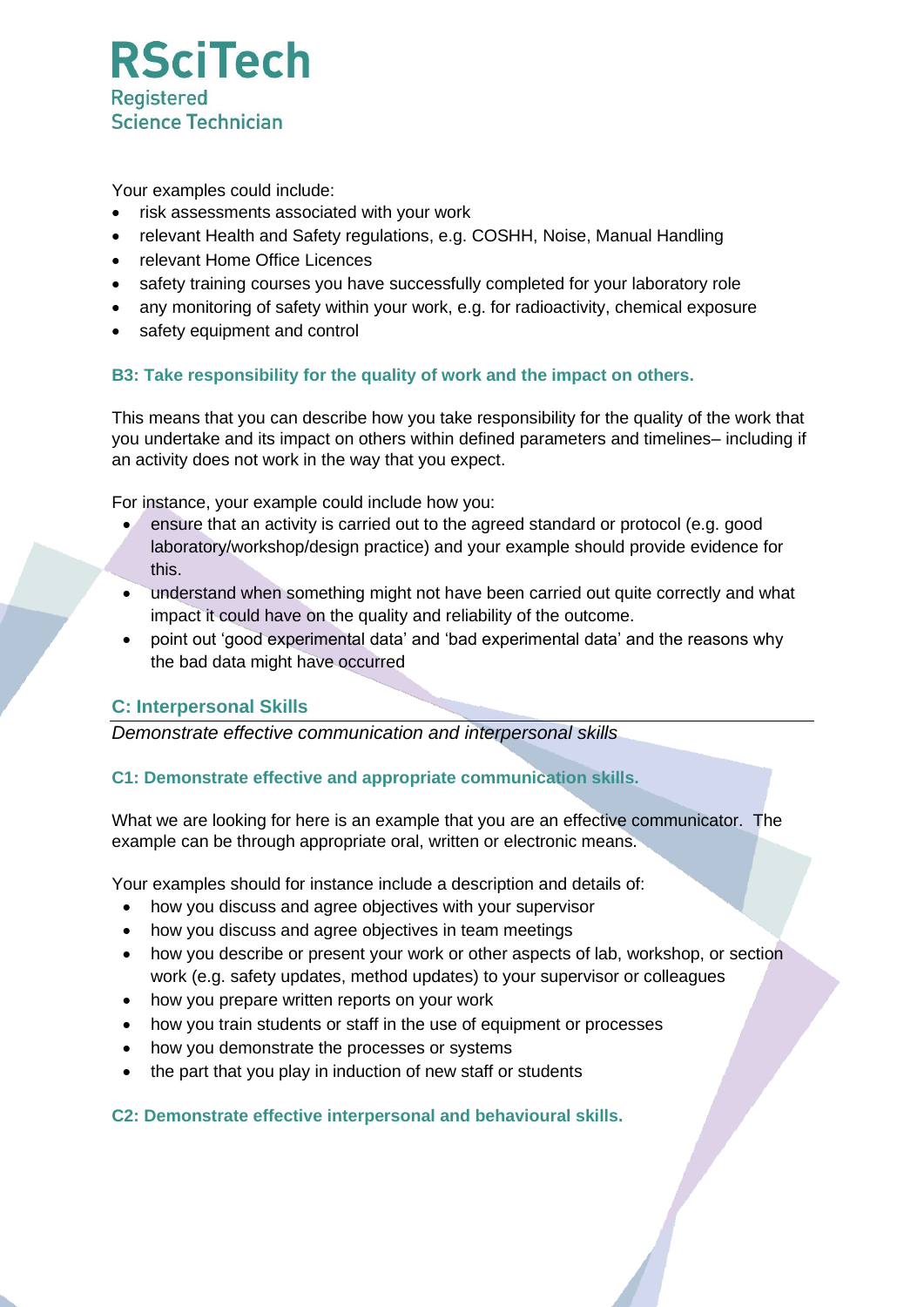Your examples could include:

- risk assessments associated with your work
- relevant Health and Safety regulations, e.g. COSHH, Noise, Manual Handling
- relevant Home Office Licences
- safety training courses you have successfully completed for your laboratory role
- any monitoring of safety within your work, e.g. for radioactivity, chemical exposure
- safety equipment and control

### B3: Take responsibility for the quality of work and the impact on others.

This means that you can describe how you take responsibility for the quality of the work that you undertake and its impact on others within defined parameters and timelines– including if an activity does not work in the way that you expect.

For instance, your example could include how you:

- ensure that an activity is carried out to the agreed standard or protocol (e.g. good laboratory/workshop/design practice) and your example should provide evidence for this.
- understand when something might not have been carried out quite correctly and what impact it could have on the quality and reliability of the outcome.
- point out 'good experimental data' and 'bad experimental data' and the reasons why the bad data might have occurred

## C: Interpersonal Skills

*Demonstrate effective communication and interpersonal skills*

### C1: Demonstrate effective and appropriate communication skills.

What we are looking for here is an example that you are an effective communicator. The example can be through appropriate oral, written or electronic means.

Your examples should for instance include a description and details of:

- how you discuss and agree objectives with your supervisor
- how you discuss and agree objectives in team meetings
- how you describe or present your work or other aspects of lab, workshop, or section work (e.g. safety updates, method updates) to your supervisor or colleagues
- how you prepare written reports on your work
- how you train students or staff in the use of equipment or processes
- how you demonstrate the processes or systems
- the part that you play in induction of new staff or students

### C2: Demonstrate effective interpersonal and behavioural skills.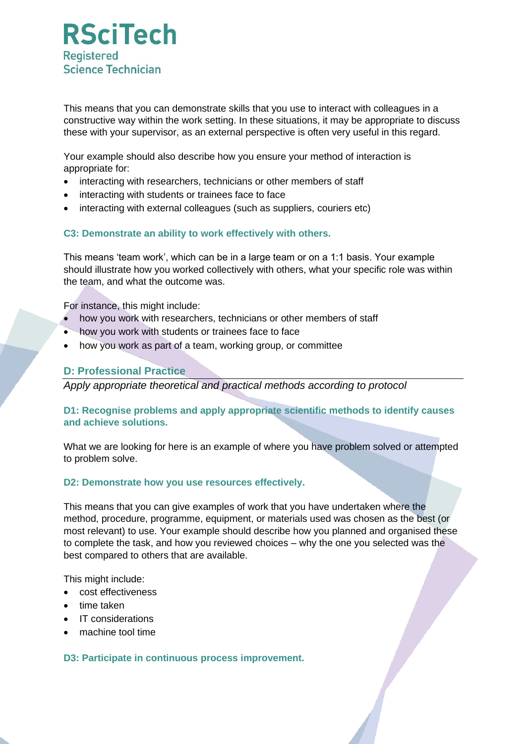This means that you can demonstrate skills that you use to interact with colleagues in a constructive way within the work setting. In these situations, it may be appropriate to discuss these with your supervisor, as an external perspective is often very useful in this regard.

Your example should also describe how you ensure your method of interaction is appropriate for:

- interacting with researchers, technicians or other members of staff
- interacting with students or trainees face to face
- interacting with external colleagues (such as suppliers, couriers etc)

### C3: Demonstrate an ability to work effectively with others.

This means 'team work', which can be in a large team or on a 1:1 basis. Your example should illustrate how you worked collectively with others, what your specific role was within the team, and what the outcome was.

For instance, this might include:

- how you work with researchers, technicians or other members of staff
- how you work with students or trainees face to face
- how you work as part of a team, working group, or committee

## D: Professional Practice

*Apply appropriate theoretical and practical methods according to protocol*

### D1: Recognise problems and apply appropriate scientific methods to identify causes and achieve solutions.

What we are looking for here is an example of where you have problem solved or attempted to problem solve.

### D2: Demonstrate how you use resources effectively.

This means that you can give examples of work that you have undertaken where the method, procedure, programme, equipment, or materials used was chosen as the best (or most relevant) to use. Your example should describe how you planned and organised these to complete the task, and how you reviewed choices – why the one you selected was the best compared to others that are available.

This might include:

- cost effectiveness
- time taken
- IT considerations
- machine tool time

### D3: Participate in continuous process improvement.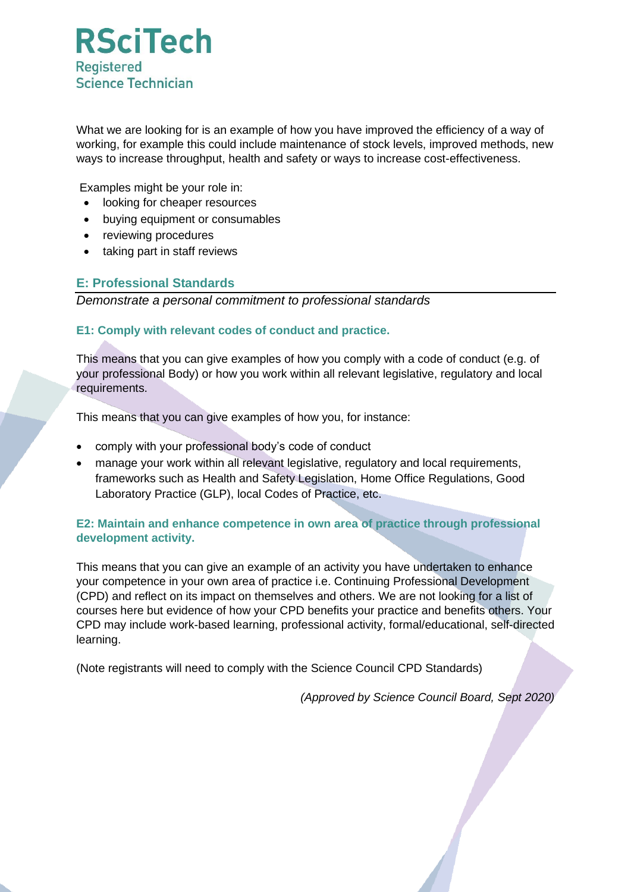What we are looking for is an example of how you have improved the efficiency of a way of working, for example this could include maintenance of stock levels, improved methods, new ways to increase throughput, health and safety or ways to increase cost-effectiveness.

Examples might be your role in:

- looking for cheaper resources
- buying equipment or consumables
- reviewing procedures
- taking part in staff reviews

## E: Professional Standards

*Demonstrate a personal commitment to professional standards*

### E1: Comply with relevant codes of conduct and practice.

This means that you can give examples of how you comply with a code of conduct (e.g. of your professional Body) or how you work within all relevant legislative, regulatory and local requirements.

This means that you can give examples of how you, for instance:

- comply with your professional body's code of conduct
- manage your work within all relevant legislative, regulatory and local requirements, frameworks such as Health and Safety Legislation, Home Office Regulations, Good Laboratory Practice (GLP), local Codes of Practice, etc.

### E2: Maintain and enhance competence in own area of practice through professional development activity.

This means that you can give an example of an activity you have undertaken to enhance your competence in your own area of practice i.e. Continuing Professional Development (CPD) and reflect on its impact on themselves and others. We are not looking for a list of courses here but evidence of how your CPD benefits your practice and benefits others. Your CPD may include work-based learning, professional activity, formal/educational, self-directed learning.

(Note registrants will need to comply with the Science Council CPD Standards)

*(Approved by Science Council Board, Sept 2020)*